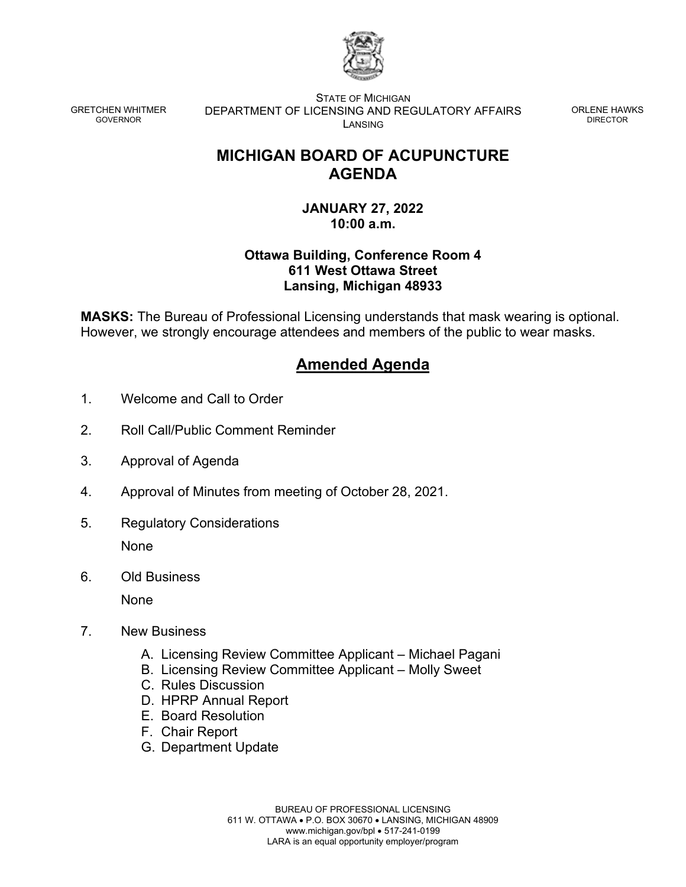GRETCHEN WHITMER
GOVERNOR

STATE OF MICHIGAN
DEPARTMENT OF LICENSING AND REGULATORY AFFAIRS
LANSING

ORLENE HAWKS
DIRECTOR

# MICHIGAN BOARD OF ACUPUNCTURE AGENDA

**JANUARY 27, 2022**
**10:00 a.m.**

**Ottawa Building, Conference Room 4**
**611 West Ottawa Street**
**Lansing, Michigan 48933**

**MASKS:** The Bureau of Professional Licensing understands that mask wearing is optional. However, we strongly encourage attendees and members of the public to wear masks.

## Amended Agenda

1. Welcome and Call to Order

2. Roll Call/Public Comment Reminder

3. Approval of Agenda

4. Approval of Minutes from meeting of October 28, 2021.

5. Regulatory Considerations

   None

6. Old Business

   None

7. New Business

   A. Licensing Review Committee Applicant – Michael Pagani
   B. Licensing Review Committee Applicant – Molly Sweet
   C. Rules Discussion
   D. HPRP Annual Report
   E. Board Resolution
   F. Chair Report
   G. Department Update

BUREAU OF PROFESSIONAL LICENSING
611 W. OTTAWA • P.O. BOX 30670 • LANSING, MICHIGAN 48909
www.michigan.gov/bpl • 517-241-0199
LARA is an equal opportunity employer/program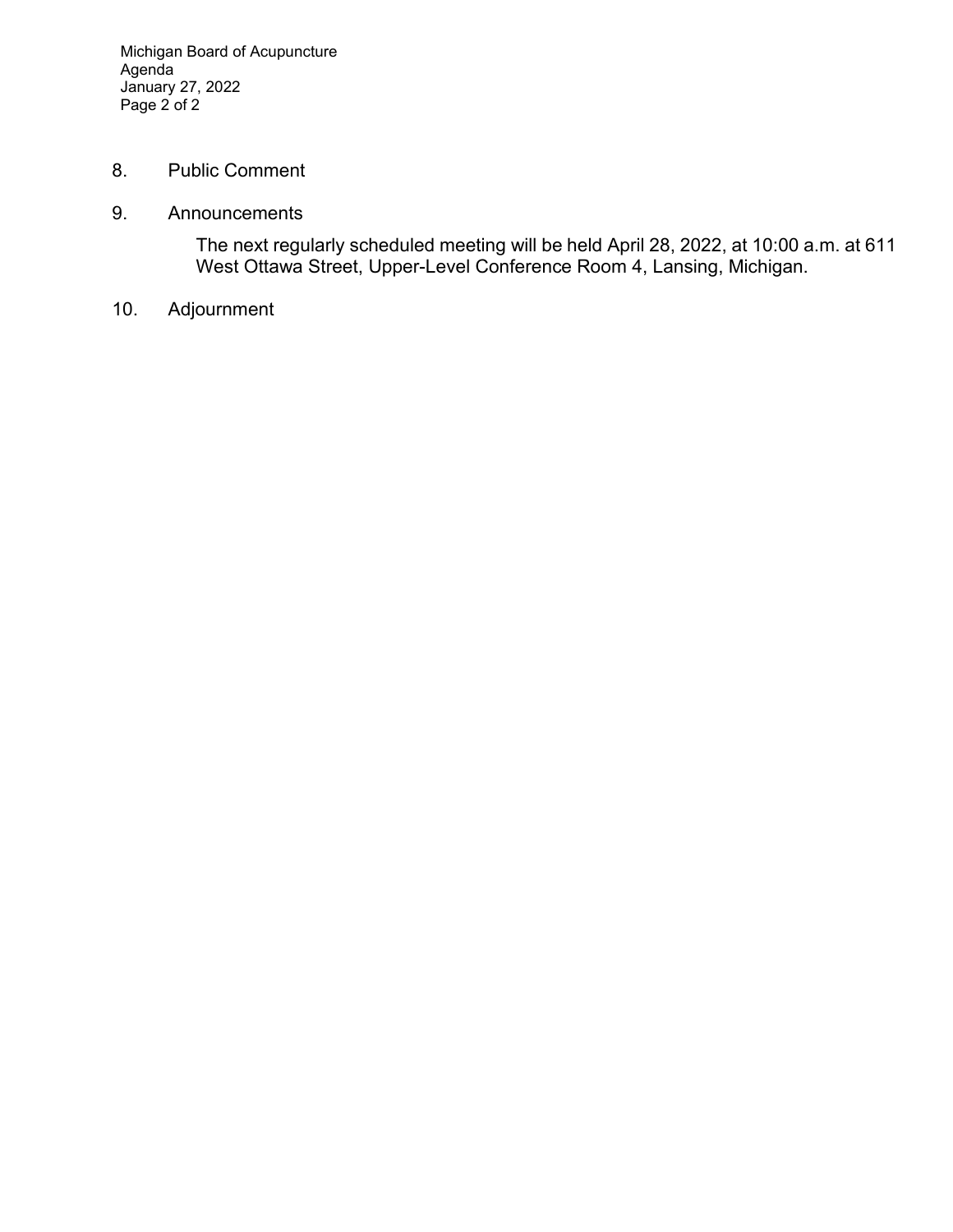8. Public Comment

9. Announcements

   The next regularly scheduled meeting will be held April 28, 2022, at 10:00 a.m. at 611 West Ottawa Street, Upper-Level Conference Room 4, Lansing, Michigan.

10. Adjournment